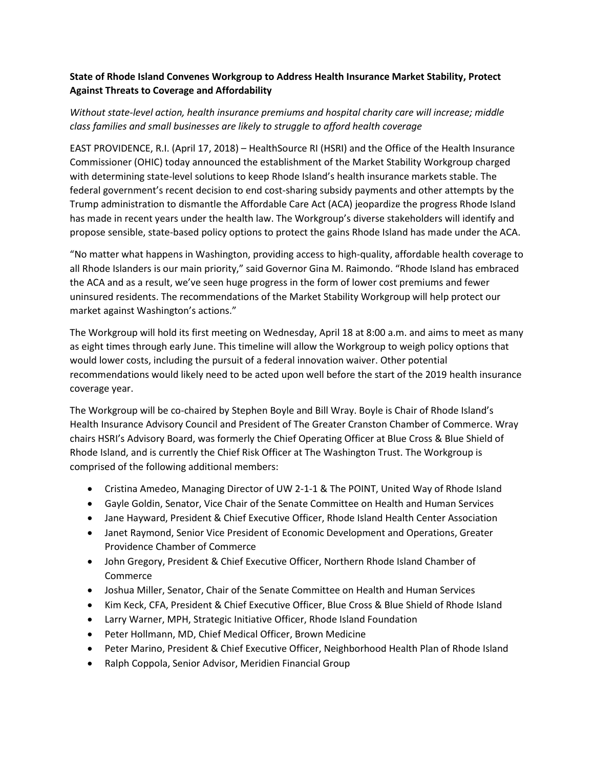**State of Rhode Island Convenes Workgroup to Address Health Insurance Market Stability, Protect Against Threats to Coverage and Affordability**

*Without state-level action, health insurance premiums and hospital charity care will increase; middle class families and small businesses are likely to struggle to afford health coverage*

EAST PROVIDENCE, R.I. (April 17, 2018) – HealthSource RI (HSRI) and the Office of the Health Insurance Commissioner (OHIC) today announced the establishment of the Market Stability Workgroup charged with determining state-level solutions to keep Rhode Island's health insurance markets stable. The federal government's recent decision to end cost-sharing subsidy payments and other attempts by the Trump administration to dismantle the Affordable Care Act (ACA) jeopardize the progress Rhode Island has made in recent years under the health law. The Workgroup's diverse stakeholders will identify and propose sensible, state-based policy options to protect the gains Rhode Island has made under the ACA.

"No matter what happens in Washington, providing access to high-quality, affordable health coverage to all Rhode Islanders is our main priority," said Governor Gina M. Raimondo. "Rhode Island has embraced the ACA and as a result, we've seen huge progress in the form of lower cost premiums and fewer uninsured residents. The recommendations of the Market Stability Workgroup will help protect our market against Washington's actions."

The Workgroup will hold its first meeting on Wednesday, April 18 at 8:00 a.m. and aims to meet as many as eight times through early June. This timeline will allow the Workgroup to weigh policy options that would lower costs, including the pursuit of a federal innovation waiver. Other potential recommendations would likely need to be acted upon well before the start of the 2019 health insurance coverage year.

The Workgroup will be co-chaired by Stephen Boyle and Bill Wray. Boyle is Chair of Rhode Island's Health Insurance Advisory Council and President of The Greater Cranston Chamber of Commerce. Wray chairs HSRI's Advisory Board, was formerly the Chief Operating Officer at Blue Cross & Blue Shield of Rhode Island, and is currently the Chief Risk Officer at The Washington Trust. The Workgroup is comprised of the following additional members:

- Cristina Amedeo, Managing Director of UW 2-1-1 & The POINT, United Way of Rhode Island
- Gayle Goldin, Senator, Vice Chair of the Senate Committee on Health and Human Services
- Jane Hayward, President & Chief Executive Officer, Rhode Island Health Center Association
- Janet Raymond, Senior Vice President of Economic Development and Operations, Greater Providence Chamber of Commerce
- John Gregory, President & Chief Executive Officer, Northern Rhode Island Chamber of Commerce
- Joshua Miller, Senator, Chair of the Senate Committee on Health and Human Services
- Kim Keck, CFA, President & Chief Executive Officer, Blue Cross & Blue Shield of Rhode Island
- Larry Warner, MPH, Strategic Initiative Officer, Rhode Island Foundation
- Peter Hollmann, MD, Chief Medical Officer, Brown Medicine
- Peter Marino, President & Chief Executive Officer, Neighborhood Health Plan of Rhode Island
- Ralph Coppola, Senior Advisor, Meridien Financial Group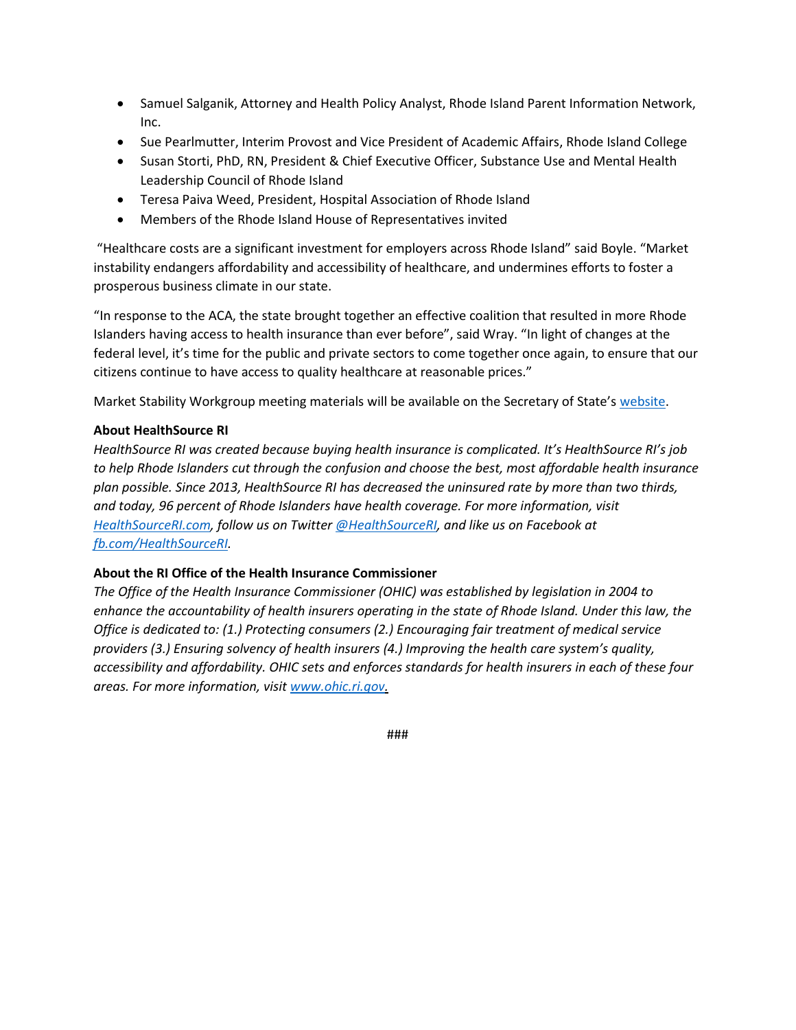- Samuel Salganik, Attorney and Health Policy Analyst, Rhode Island Parent Information Network, Inc.
- Sue Pearlmutter, Interim Provost and Vice President of Academic Affairs, Rhode Island College
- Susan Storti, PhD, RN, President & Chief Executive Officer, Substance Use and Mental Health Leadership Council of Rhode Island
- Teresa Paiva Weed, President, Hospital Association of Rhode Island
- Members of the Rhode Island House of Representatives invited

"Healthcare costs are a significant investment for employers across Rhode Island" said Boyle. "Market instability endangers affordability and accessibility of healthcare, and undermines efforts to foster a prosperous business climate in our state.

"In response to the ACA, the state brought together an effective coalition that resulted in more Rhode Islanders having access to health insurance than ever before", said Wray. "In light of changes at the federal level, it's time for the public and private sectors to come together once again, to ensure that our citizens continue to have access to quality healthcare at reasonable prices."

Market Stability Workgroup meeting materials will be available on the Secretary of State's website.

**About HealthSource RI**

*HealthSource RI was created because buying health insurance is complicated. It's HealthSource RI's job to help Rhode Islanders cut through the confusion and choose the best, most affordable health insurance plan possible. Since 2013, HealthSource RI has decreased the uninsured rate by more than two thirds, and today, 96 percent of Rhode Islanders have health coverage. For more information, visit HealthSourceRI.com, follow us on Twitter @HealthSourceRI, and like us on Facebook at fb.com/HealthSourceRI.*

**About the RI Office of the Health Insurance Commissioner**

*The Office of the Health Insurance Commissioner (OHIC) was established by legislation in 2004 to enhance the accountability of health insurers operating in the state of Rhode Island. Under this law, the Office is dedicated to: (1.) Protecting consumers (2.) Encouraging fair treatment of medical service providers (3.) Ensuring solvency of health insurers (4.) Improving the health care system's quality, accessibility and affordability. OHIC sets and enforces standards for health insurers in each of these four areas. For more information, visit www.ohic.ri.gov.*

###